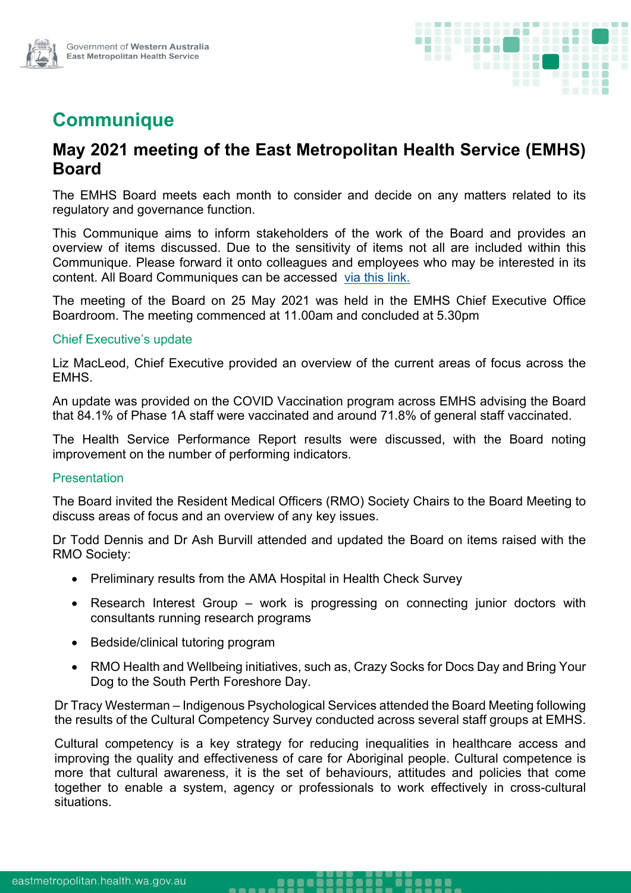Government of Western Australia
East Metropolitan Health Service

# Communique

## May 2021 meeting of the East Metropolitan Health Service (EMHS) Board

The EMHS Board meets each month to consider and decide on any matters related to its regulatory and governance function.

This Communique aims to inform stakeholders of the work of the Board and provides an overview of items discussed. Due to the sensitivity of items not all are included within this Communique. Please forward it onto colleagues and employees who may be interested in its content. All Board Communiques can be accessed via this link.

The meeting of the Board on 25 May 2021 was held in the EMHS Chief Executive Office Boardroom. The meeting commenced at 11.00am and concluded at 5.30pm

### Chief Executive's update

Liz MacLeod, Chief Executive provided an overview of the current areas of focus across the EMHS.

An update was provided on the COVID Vaccination program across EMHS advising the Board that 84.1% of Phase 1A staff were vaccinated and around 71.8% of general staff vaccinated.

The Health Service Performance Report results were discussed, with the Board noting improvement on the number of performing indicators.

### Presentation

The Board invited the Resident Medical Officers (RMO) Society Chairs to the Board Meeting to discuss areas of focus and an overview of any key issues.

Dr Todd Dennis and Dr Ash Burvill attended and updated the Board on items raised with the RMO Society:

- Preliminary results from the AMA Hospital in Health Check Survey
- Research Interest Group – work is progressing on connecting junior doctors with consultants running research programs
- Bedside/clinical tutoring program
- RMO Health and Wellbeing initiatives, such as, Crazy Socks for Docs Day and Bring Your Dog to the South Perth Foreshore Day.

Dr Tracy Westerman – Indigenous Psychological Services attended the Board Meeting following the results of the Cultural Competency Survey conducted across several staff groups at EMHS.

Cultural competency is a key strategy for reducing inequalities in healthcare access and improving the quality and effectiveness of care for Aboriginal people. Cultural competence is more that cultural awareness, it is the set of behaviours, attitudes and policies that come together to enable a system, agency or professionals to work effectively in cross-cultural situations.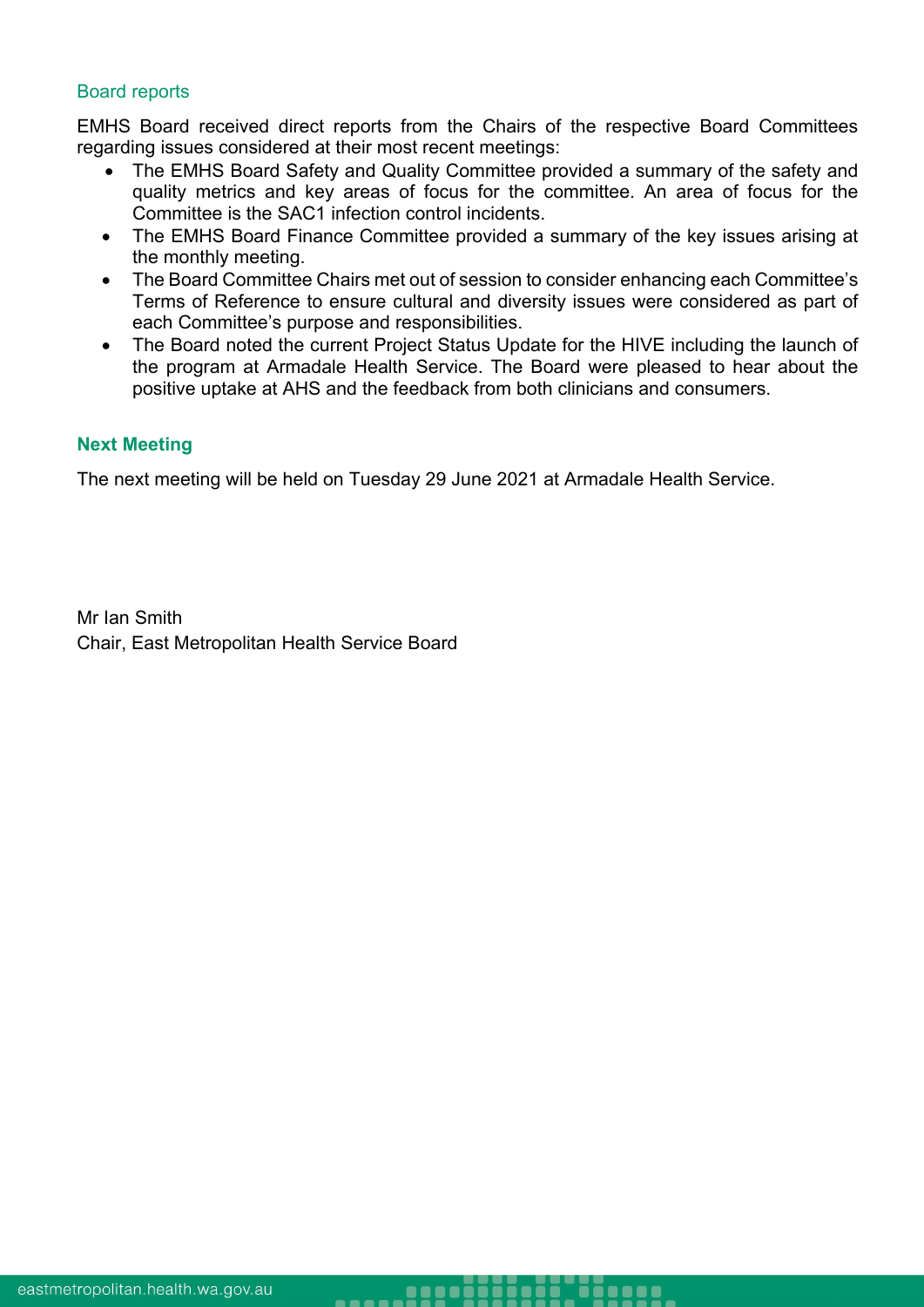### Board reports

EMHS Board received direct reports from the Chairs of the respective Board Committees regarding issues considered at their most recent meetings:

- The EMHS Board Safety and Quality Committee provided a summary of the safety and quality metrics and key areas of focus for the committee. An area of focus for the Committee is the SAC1 infection control incidents.
- The EMHS Board Finance Committee provided a summary of the key issues arising at the monthly meeting.
- The Board Committee Chairs met out of session to consider enhancing each Committee's Terms of Reference to ensure cultural and diversity issues were considered as part of each Committee's purpose and responsibilities.
- The Board noted the current Project Status Update for the HIVE including the launch of the program at Armadale Health Service. The Board were pleased to hear about the positive uptake at AHS and the feedback from both clinicians and consumers.

### Next Meeting

The next meeting will be held on Tuesday 29 June 2021 at Armadale Health Service.

Mr Ian Smith
Chair, East Metropolitan Health Service Board